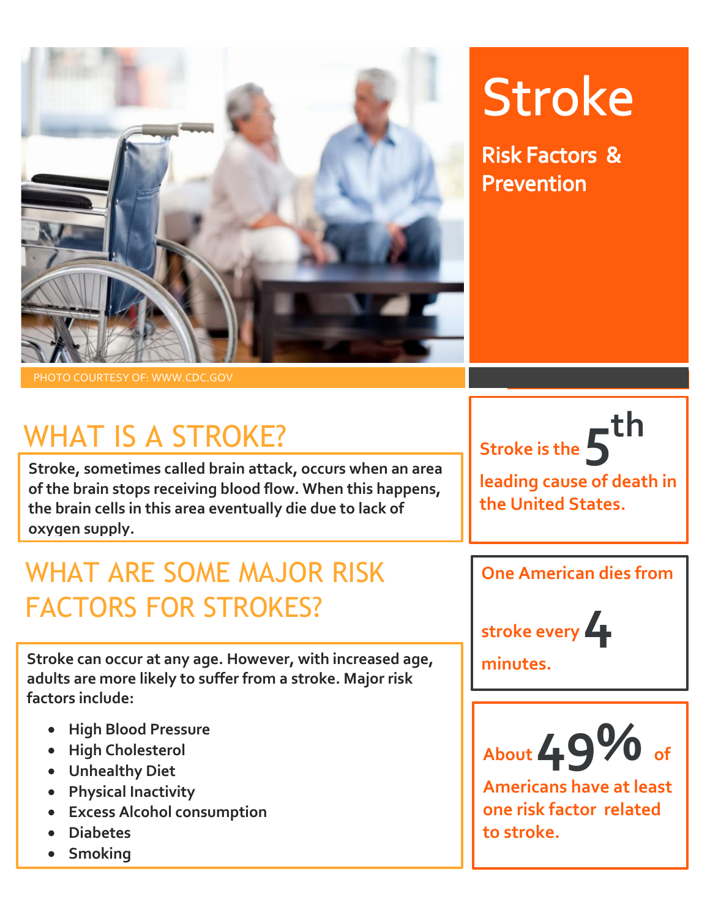PHOTO COURTESY OF: WWW.CDC.GOV

# Stroke

## Risk Factors & Prevention

## WHAT IS A STROKE?

**Stroke, sometimes called brain attack, occurs when an area of the brain stops receiving blood flow. When this happens, the brain cells in this area eventually die due to lack of oxygen supply.**

## WHAT ARE SOME MAJOR RISK FACTORS FOR STROKES?

**Stroke can occur at any age. However, with increased age, adults are more likely to suffer from a stroke. Major risk factors include:**

- **High Blood Pressure**
- **High Cholesterol**
- **Unhealthy Diet**
- **Physical Inactivity**
- **Excess Alcohol consumption**
- **Diabetes**
- **Smoking**

**Stroke is the 5th leading cause of death in the United States.**

**One American dies from stroke every 4 minutes.**

**About 49% of Americans have at least one risk factor related to stroke.**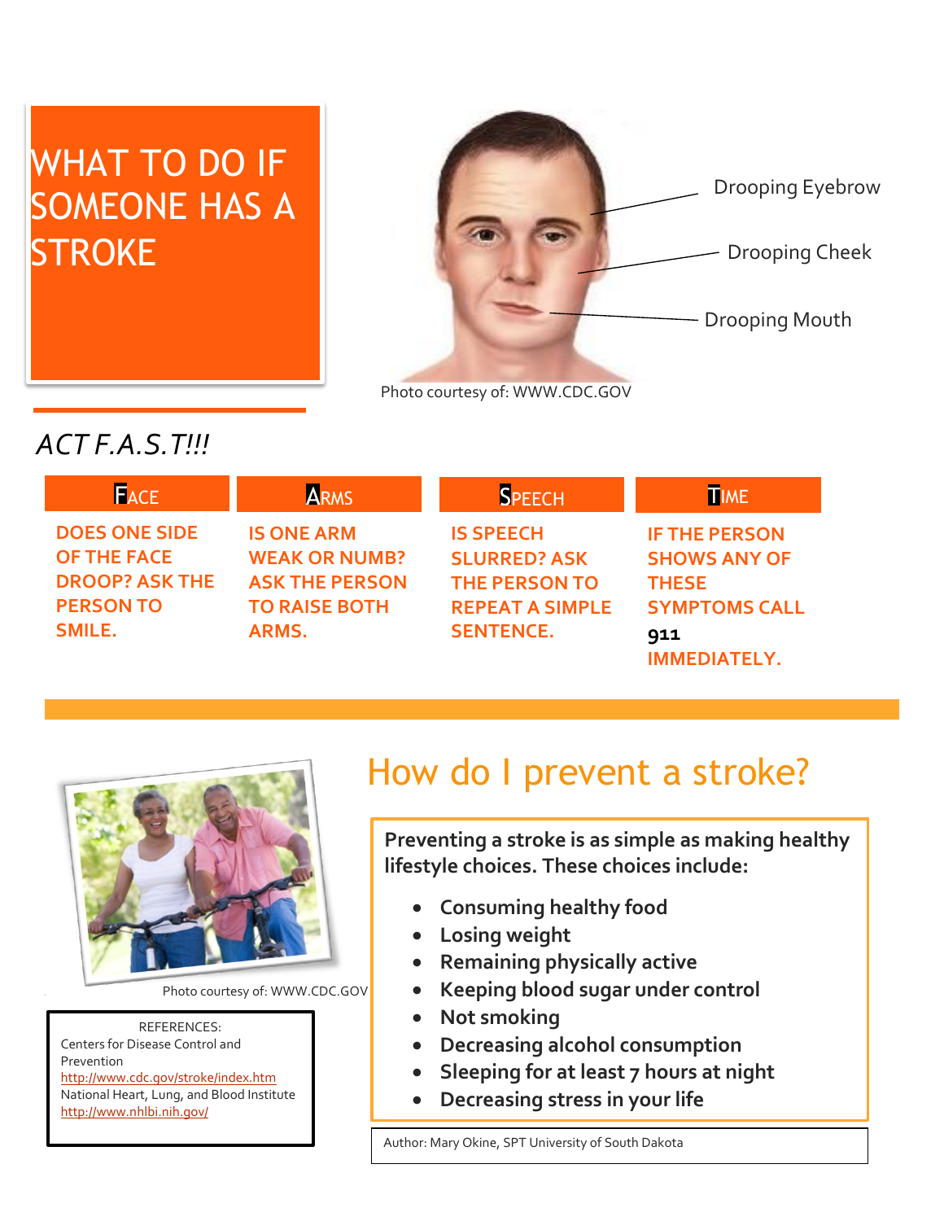# WHAT TO DO IF SOMEONE HAS A STROKE

Drooping Eyebrow

Drooping Cheek

Drooping Mouth

Photo courtesy of: WWW.CDC.GOV

## *ACT F.A.S.T!!!*

| FACE | ARMS | SPEECH | TIME |
|---|---|---|---|
| DOES ONE SIDE OF THE FACE DROOP? ASK THE PERSON TO SMILE. | IS ONE ARM WEAK OR NUMB? ASK THE PERSON TO RAISE BOTH ARMS. | IS SPEECH SLURRED? ASK THE PERSON TO REPEAT A SIMPLE SENTENCE. | IF THE PERSON SHOWS ANY OF THESE SYMPTOMS CALL 911 IMMEDIATELY. |

Photo courtesy of: WWW.CDC.GOV

## How do I prevent a stroke?

**Preventing a stroke is as simple as making healthy lifestyle choices. These choices include:**

- **Consuming healthy food**
- **Losing weight**
- **Remaining physically active**
- **Keeping blood sugar under control**
- **Not smoking**
- **Decreasing alcohol consumption**
- **Sleeping for at least 7 hours at night**
- **Decreasing stress in your life**

REFERENCES:
Centers for Disease Control and Prevention
http://www.cdc.gov/stroke/index.htm
National Heart, Lung, and Blood Institute
http://www.nhlbi.nih.gov/

Author: Mary Okine, SPT University of South Dakota